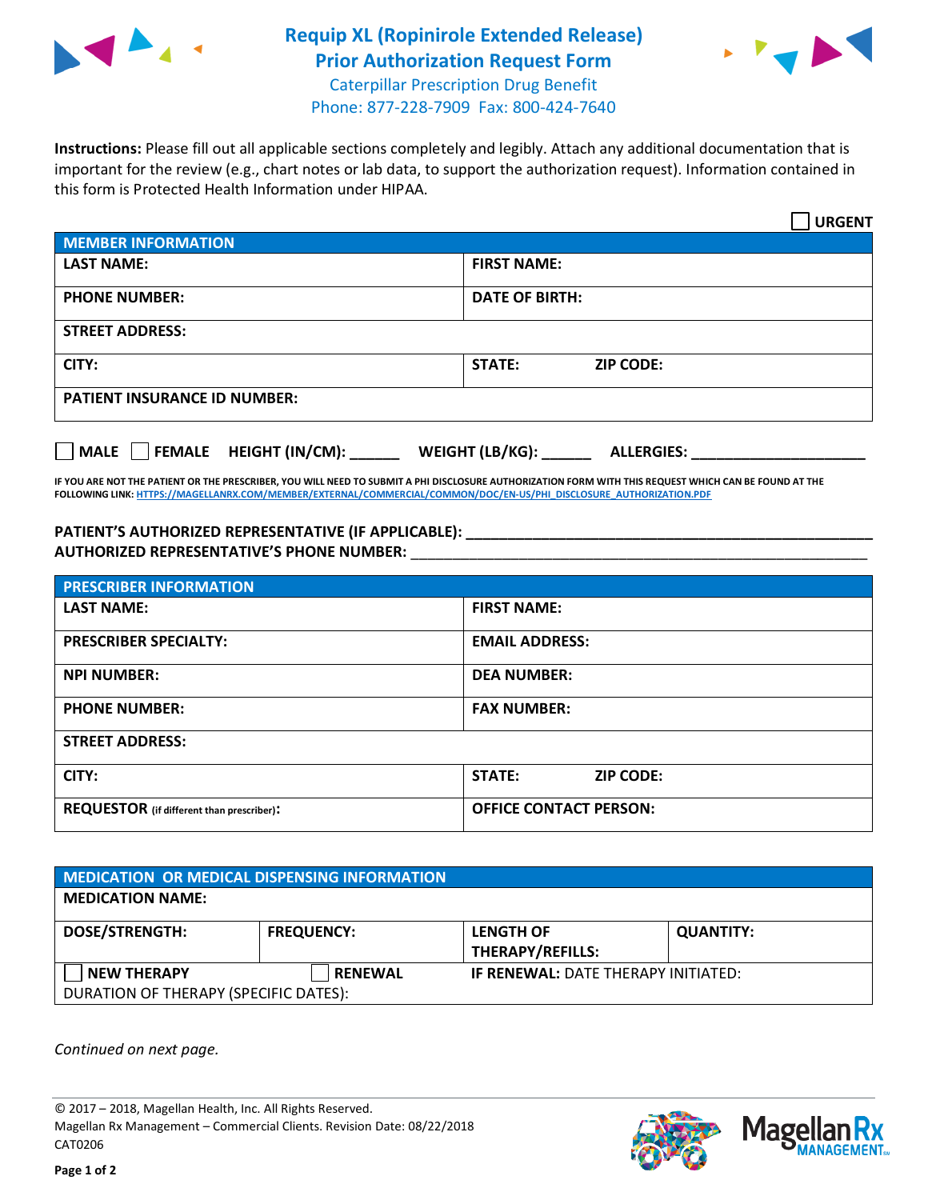# Requip XL (Ropinirole Extended Release) Prior Authorization Request Form

Caterpillar Prescription Drug Benefit
Phone: 877-228-7909 Fax: 800-424-7640

**Instructions:** Please fill out all applicable sections completely and legibly. Attach any additional documentation that is important for the review (e.g., chart notes or lab data, to support the authorization request). Information contained in this form is Protected Health Information under HIPAA.

☐ **URGENT**

| **MEMBER INFORMATION** | |
|---|---|
| **LAST NAME:** | **FIRST NAME:** |
| **PHONE NUMBER:** | **DATE OF BIRTH:** |
| **STREET ADDRESS:** | |
| **CITY:** | **STATE:** **ZIP CODE:** |
| **PATIENT INSURANCE ID NUMBER:** | |

☐ **MALE** ☐ **FEMALE** **HEIGHT (IN/CM):** ______ **WEIGHT (LB/KG):** ______ **ALLERGIES:** ____________________

**IF YOU ARE NOT THE PATIENT OR THE PRESCRIBER, YOU WILL NEED TO SUBMIT A PHI DISCLOSURE AUTHORIZATION FORM WITH THIS REQUEST WHICH CAN BE FOUND AT THE FOLLOWING LINK: HTTPS://MAGELLANRX.COM/MEMBER/EXTERNAL/COMMERCIAL/COMMON/DOC/EN-US/PHI_DISCLOSURE_AUTHORIZATION.PDF**

**PATIENT'S AUTHORIZED REPRESENTATIVE (IF APPLICABLE):** ____________________________________________

**AUTHORIZED REPRESENTATIVE'S PHONE NUMBER:** ____________________________________________

| **PRESCRIBER INFORMATION** | |
|---|---|
| **LAST NAME:** | **FIRST NAME:** |
| **PRESCRIBER SPECIALTY:** | **EMAIL ADDRESS:** |
| **NPI NUMBER:** | **DEA NUMBER:** |
| **PHONE NUMBER:** | **FAX NUMBER:** |
| **STREET ADDRESS:** | |
| **CITY:** | **STATE:** **ZIP CODE:** |
| **REQUESTOR** (if different than prescriber)**:** | **OFFICE CONTACT PERSON:** |

| **MEDICATION OR MEDICAL DISPENSING INFORMATION** | | | |
|---|---|---|---|
| **MEDICATION NAME:** | | | |
| **DOSE/STRENGTH:** | **FREQUENCY:** | **LENGTH OF THERAPY/REFILLS:** | **QUANTITY:** |
| ☐ **NEW THERAPY** | ☐ **RENEWAL** | **IF RENEWAL:** DATE THERAPY INITIATED: | |
| DURATION OF THERAPY (SPECIFIC DATES): | | | |

*Continued on next page.*

© 2017 – 2018, Magellan Health, Inc. All Rights Reserved.
Magellan Rx Management – Commercial Clients. Revision Date: 08/22/2018
CAT0206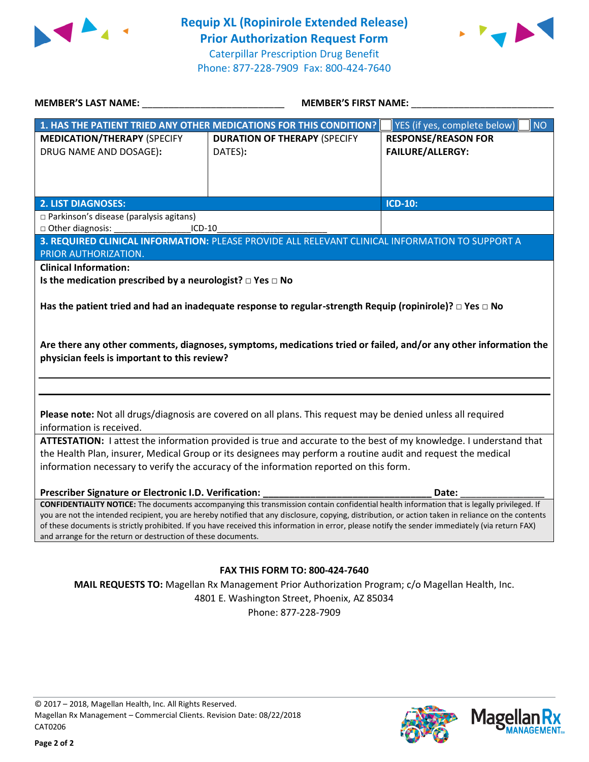# Requip XL (Ropinirole Extended Release) Prior Authorization Request Form

Caterpillar Prescription Drug Benefit
Phone: 877-228-7909 Fax: 800-424-7640

**MEMBER'S LAST NAME:** ___________________________ **MEMBER'S FIRST NAME:** ___________________________

| **1. HAS THE PATIENT TRIED ANY OTHER MEDICATIONS FOR THIS CONDITION?** | | ☐ YES (if yes, complete below) ☐ NO |
|---|---|---|
| **MEDICATION/THERAPY** (SPECIFY DRUG NAME AND DOSAGE): | **DURATION OF THERAPY** (SPECIFY DATES): | **RESPONSE/REASON FOR FAILURE/ALLERGY:** |
| | | |

| **2. LIST DIAGNOSES:** | **ICD-10:** |
|---|---|
| □ Parkinson's disease (paralysis agitans)<br>□ Other diagnosis: _______________ICD-10_____________________ | |

**3. REQUIRED CLINICAL INFORMATION:** PLEASE PROVIDE ALL RELEVANT CLINICAL INFORMATION TO SUPPORT A PRIOR AUTHORIZATION.

**Clinical Information:**

**Is the medication prescribed by a neurologist? □ Yes □ No**

**Has the patient tried and had an inadequate response to regular-strength Requip (ropinirole)? □ Yes □ No**

**Are there any other comments, diagnoses, symptoms, medications tried or failed, and/or any other information the physician feels is important to this review?**

_____________________________________________________________________________

_____________________________________________________________________________

**Please note:** Not all drugs/diagnosis are covered on all plans. This request may be denied unless all required information is received.

**ATTESTATION:** I attest the information provided is true and accurate to the best of my knowledge. I understand that the Health Plan, insurer, Medical Group or its designees may perform a routine audit and request the medical information necessary to verify the accuracy of the information reported on this form.

**Prescriber Signature or Electronic I.D. Verification:** _______________________________ **Date:** _______________

**CONFIDENTIALITY NOTICE:** The documents accompanying this transmission contain confidential health information that is legally privileged. If you are not the intended recipient, you are hereby notified that any disclosure, copying, distribution, or action taken in reliance on the contents of these documents is strictly prohibited. If you have received this information in error, please notify the sender immediately (via return FAX) and arrange for the return or destruction of these documents.

**FAX THIS FORM TO: 800-424-7640**

**MAIL REQUESTS TO:** Magellan Rx Management Prior Authorization Program; c/o Magellan Health, Inc.
4801 E. Washington Street, Phoenix, AZ 85034
Phone: 877-228-7909

© 2017 – 2018, Magellan Health, Inc. All Rights Reserved.
Magellan Rx Management – Commercial Clients. Revision Date: 08/22/2018
CAT0206